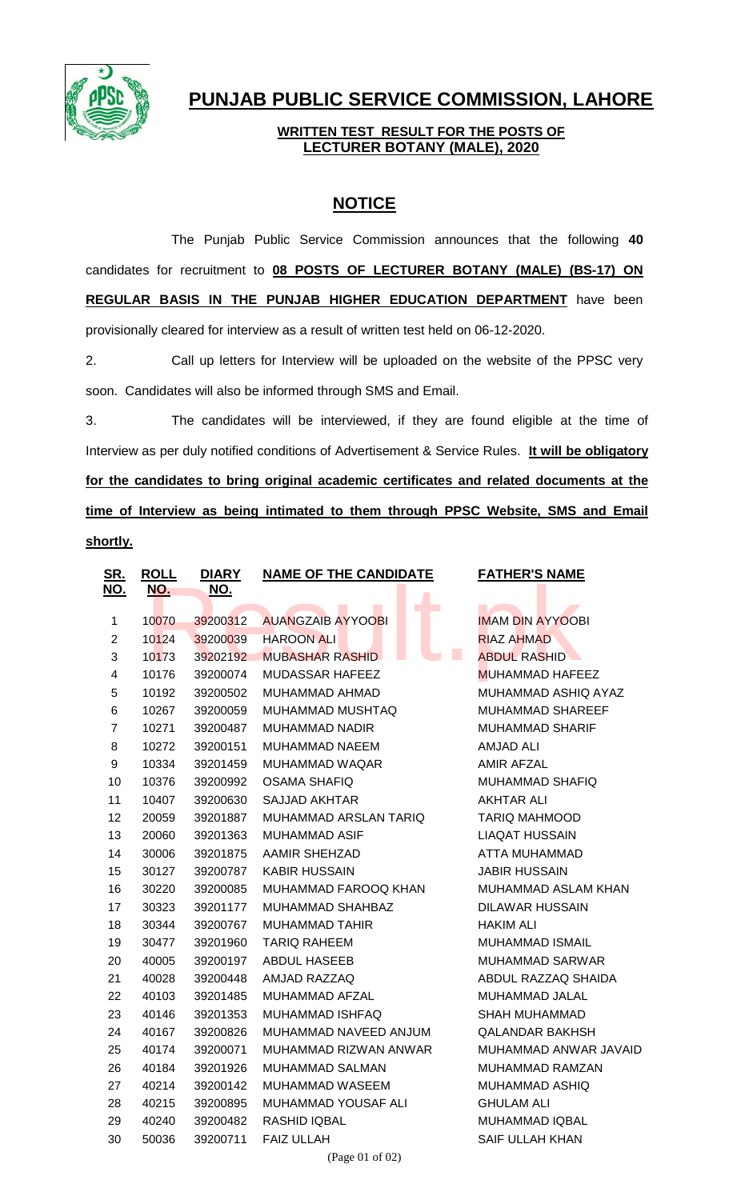# PUNJAB PUBLIC SERVICE COMMISSION, LAHORE

**WRITTEN TEST RESULT FOR THE POSTS OF LECTURER BOTANY (MALE), 2020**

## NOTICE

The Punjab Public Service Commission announces that the following **40** candidates for recruitment to **08 POSTS OF LECTURER BOTANY (MALE) (BS-17) ON REGULAR BASIS IN THE PUNJAB HIGHER EDUCATION DEPARTMENT** have been provisionally cleared for interview as a result of written test held on 06-12-2020.

2. Call up letters for Interview will be uploaded on the website of the PPSC very soon. Candidates will also be informed through SMS and Email.

3. The candidates will be interviewed, if they are found eligible at the time of Interview as per duly notified conditions of Advertisement & Service Rules. **It will be obligatory for the candidates to bring original academic certificates and related documents at the time of Interview as being intimated to them through PPSC Website, SMS and Email shortly.**

| SR. NO. | ROLL NO. | DIARY NO. | NAME OF THE CANDIDATE | FATHER'S NAME |
|---|---|---|---|---|
| 1 | 10070 | 39200312 | AUANGZAIB AYYOOBI | IMAM DIN AYYOOBI |
| 2 | 10124 | 39200039 | HAROON ALI | RIAZ AHMAD |
| 3 | 10173 | 39202192 | MUBASHAR RASHID | ABDUL RASHID |
| 4 | 10176 | 39200074 | MUDASSAR HAFEEZ | MUHAMMAD HAFEEZ |
| 5 | 10192 | 39200502 | MUHAMMAD AHMAD | MUHAMMAD ASHIQ AYAZ |
| 6 | 10267 | 39200059 | MUHAMMAD MUSHTAQ | MUHAMMAD SHAREEF |
| 7 | 10271 | 39200487 | MUHAMMAD NADIR | MUHAMMAD SHARIF |
| 8 | 10272 | 39200151 | MUHAMMAD NAEEM | AMJAD ALI |
| 9 | 10334 | 39201459 | MUHAMMAD WAQAR | AMIR AFZAL |
| 10 | 10376 | 39200992 | OSAMA SHAFIQ | MUHAMMAD SHAFIQ |
| 11 | 10407 | 39200630 | SAJJAD AKHTAR | AKHTAR ALI |
| 12 | 20059 | 39201887 | MUHAMMAD ARSLAN TARIQ | TARIQ MAHMOOD |
| 13 | 20060 | 39201363 | MUHAMMAD ASIF | LIAQAT HUSSAIN |
| 14 | 30006 | 39201875 | AAMIR SHEHZAD | ATTA MUHAMMAD |
| 15 | 30127 | 39200787 | KABIR HUSSAIN | JABIR HUSSAIN |
| 16 | 30220 | 39200085 | MUHAMMAD FAROOQ KHAN | MUHAMMAD ASLAM KHAN |
| 17 | 30323 | 39201177 | MUHAMMAD SHAHBAZ | DILAWAR HUSSAIN |
| 18 | 30344 | 39200767 | MUHAMMAD TAHIR | HAKIM ALI |
| 19 | 30477 | 39201960 | TARIQ RAHEEM | MUHAMMAD ISMAIL |
| 20 | 40005 | 39200197 | ABDUL HASEEB | MUHAMMAD SARWAR |
| 21 | 40028 | 39200448 | AMJAD RAZZAQ | ABDUL RAZZAQ SHAIDA |
| 22 | 40103 | 39201485 | MUHAMMAD AFZAL | MUHAMMAD JALAL |
| 23 | 40146 | 39201353 | MUHAMMAD ISHFAQ | SHAH MUHAMMAD |
| 24 | 40167 | 39200826 | MUHAMMAD NAVEED ANJUM | QALANDAR BAKHSH |
| 25 | 40174 | 39200071 | MUHAMMAD RIZWAN ANWAR | MUHAMMAD ANWAR JAVAID |
| 26 | 40184 | 39201926 | MUHAMMAD SALMAN | MUHAMMAD RAMZAN |
| 27 | 40214 | 39200142 | MUHAMMAD WASEEM | MUHAMMAD ASHIQ |
| 28 | 40215 | 39200895 | MUHAMMAD YOUSAF ALI | GHULAM ALI |
| 29 | 40240 | 39200482 | RASHID IQBAL | MUHAMMAD IQBAL |
| 30 | 50036 | 39200711 | FAIZ ULLAH | SAIF ULLAH KHAN |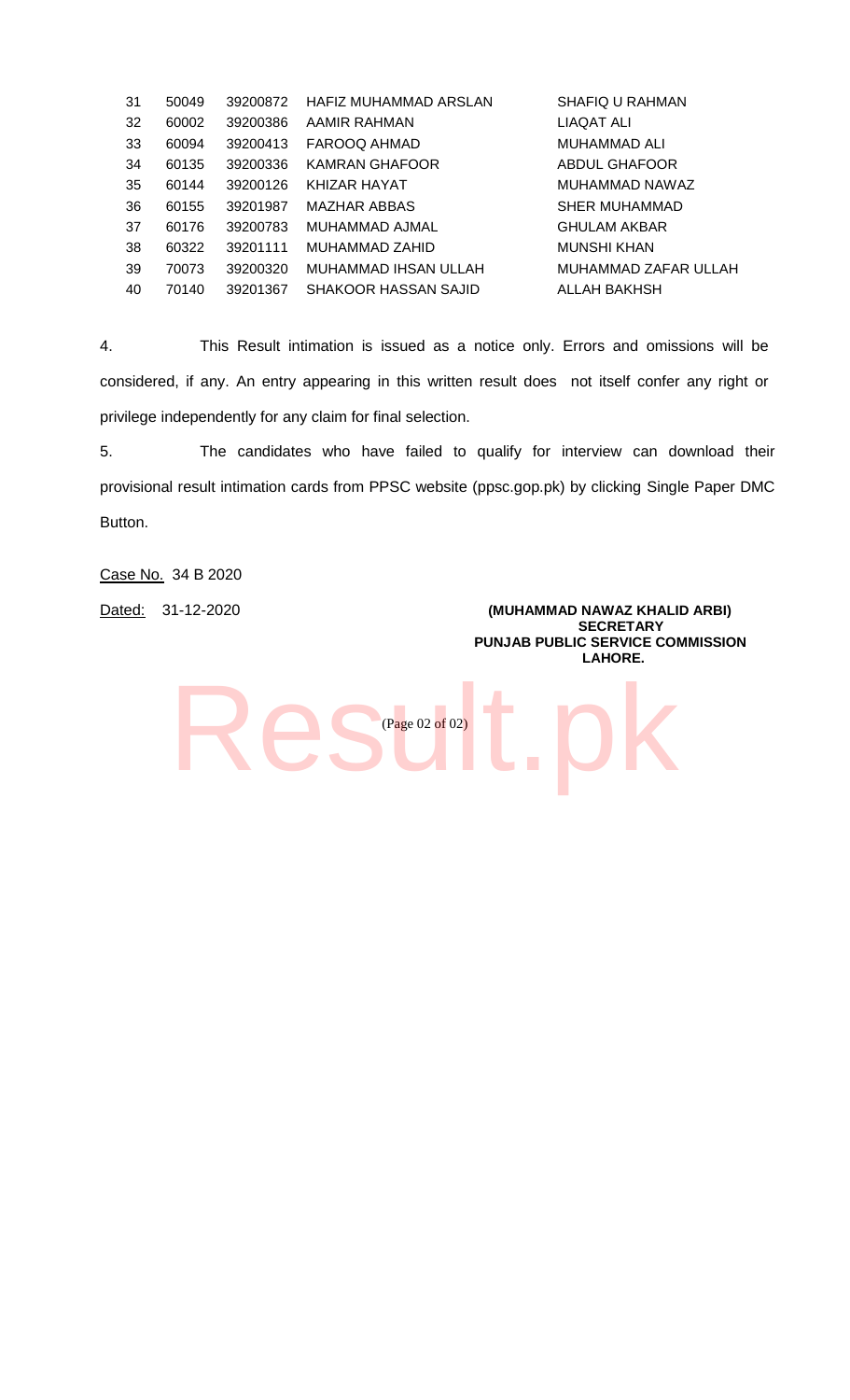| | | | | |
|---|---|---|---|---|
| 31 | 50049 | 39200872 | HAFIZ MUHAMMAD ARSLAN | SHAFIQ U RAHMAN |
| 32 | 60002 | 39200386 | AAMIR RAHMAN | LIAQAT ALI |
| 33 | 60094 | 39200413 | FAROOQ AHMAD | MUHAMMAD ALI |
| 34 | 60135 | 39200336 | KAMRAN GHAFOOR | ABDUL GHAFOOR |
| 35 | 60144 | 39200126 | KHIZAR HAYAT | MUHAMMAD NAWAZ |
| 36 | 60155 | 39201987 | MAZHAR ABBAS | SHER MUHAMMAD |
| 37 | 60176 | 39200783 | MUHAMMAD AJMAL | GHULAM AKBAR |
| 38 | 60322 | 39201111 | MUHAMMAD ZAHID | MUNSHI KHAN |
| 39 | 70073 | 39200320 | MUHAMMAD IHSAN ULLAH | MUHAMMAD ZAFAR ULLAH |
| 40 | 70140 | 39201367 | SHAKOOR HASSAN SAJID | ALLAH BAKHSH |

4. This Result intimation is issued as a notice only. Errors and omissions will be considered, if any. An entry appearing in this written result does not itself confer any right or privilege independently for any claim for final selection.

5. The candidates who have failed to qualify for interview can download their provisional result intimation cards from PPSC website (ppsc.gop.pk) by clicking Single Paper DMC Button.

Case No. 34 B 2020

Dated: 31-12-2020

**(MUHAMMAD NAWAZ KHALID ARBI)**
**SECRETARY**
**PUNJAB PUBLIC SERVICE COMMISSION**
**LAHORE.**